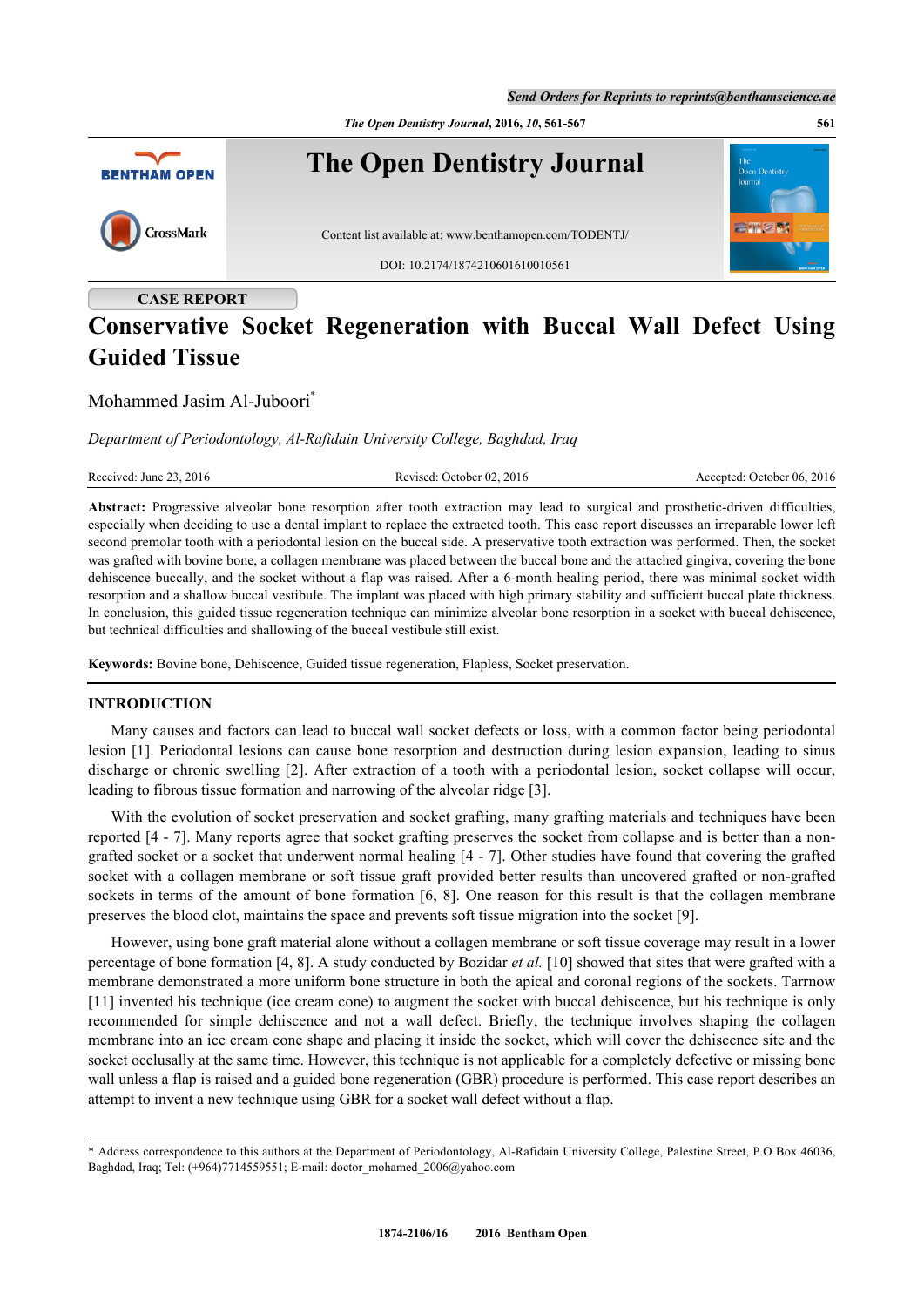CASE REPORT

# Conservative Socket Regeneration with Buccal Wall Defect Using Guided Tissue

Mohammed Jasim Al-Juboori*

*Department of Periodontology, Al-Rafidain University College, Baghdad, Iraq*

Received: June 23, 2016 Revised: October 02, 2016 Accepted: October 06, 2016

**Abstract:** Progressive alveolar bone resorption after tooth extraction may lead to surgical and prosthetic-driven difficulties, especially when deciding to use a dental implant to replace the extracted tooth. This case report discusses an irreparable lower left second premolar tooth with a periodontal lesion on the buccal side. A preservative tooth extraction was performed. Then, the socket was grafted with bovine bone, a collagen membrane was placed between the buccal bone and the attached gingiva, covering the bone dehiscence buccally, and the socket without a flap was raised. After a 6-month healing period, there was minimal socket width resorption and a shallow buccal vestibule. The implant was placed with high primary stability and sufficient buccal plate thickness. In conclusion, this guided tissue regeneration technique can minimize alveolar bone resorption in a socket with buccal dehiscence, but technical difficulties and shallowing of the buccal vestibule still exist.

**Keywords:** Bovine bone, Dehiscence, Guided tissue regeneration, Flapless, Socket preservation.

## INTRODUCTION

Many causes and factors can lead to buccal wall socket defects or loss, with a common factor being periodontal lesion [1]. Periodontal lesions can cause bone resorption and destruction during lesion expansion, leading to sinus discharge or chronic swelling [2]. After extraction of a tooth with a periodontal lesion, socket collapse will occur, leading to fibrous tissue formation and narrowing of the alveolar ridge [3].

With the evolution of socket preservation and socket grafting, many grafting materials and techniques have been reported [4 - 7]. Many reports agree that socket grafting preserves the socket from collapse and is better than a non-grafted socket or a socket that underwent normal healing [4 - 7]. Other studies have found that covering the grafted socket with a collagen membrane or soft tissue graft provided better results than uncovered grafted or non-grafted sockets in terms of the amount of bone formation [6, 8]. One reason for this result is that the collagen membrane preserves the blood clot, maintains the space and prevents soft tissue migration into the socket [9].

However, using bone graft material alone without a collagen membrane or soft tissue coverage may result in a lower percentage of bone formation [4, 8]. A study conducted by Bozidar *et al.* [10] showed that sites that were grafted with a membrane demonstrated a more uniform bone structure in both the apical and coronal regions of the sockets. Tarrnow [11] invented his technique (ice cream cone) to augment the socket with buccal dehiscence, but his technique is only recommended for simple dehiscence and not a wall defect. Briefly, the technique involves shaping the collagen membrane into an ice cream cone shape and placing it inside the socket, which will cover the dehiscence site and the socket occlusally at the same time. However, this technique is not applicable for a completely defective or missing bone wall unless a flap is raised and a guided bone regeneration (GBR) procedure is performed. This case report describes an attempt to invent a new technique using GBR for a socket wall defect without a flap.

* Address correspondence to this authors at the Department of Periodontology, Al-Rafidain University College, Palestine Street, P.O Box 46036, Baghdad, Iraq; Tel: (+964)7714559551; E-mail: doctor_mohamed_2006@yahoo.com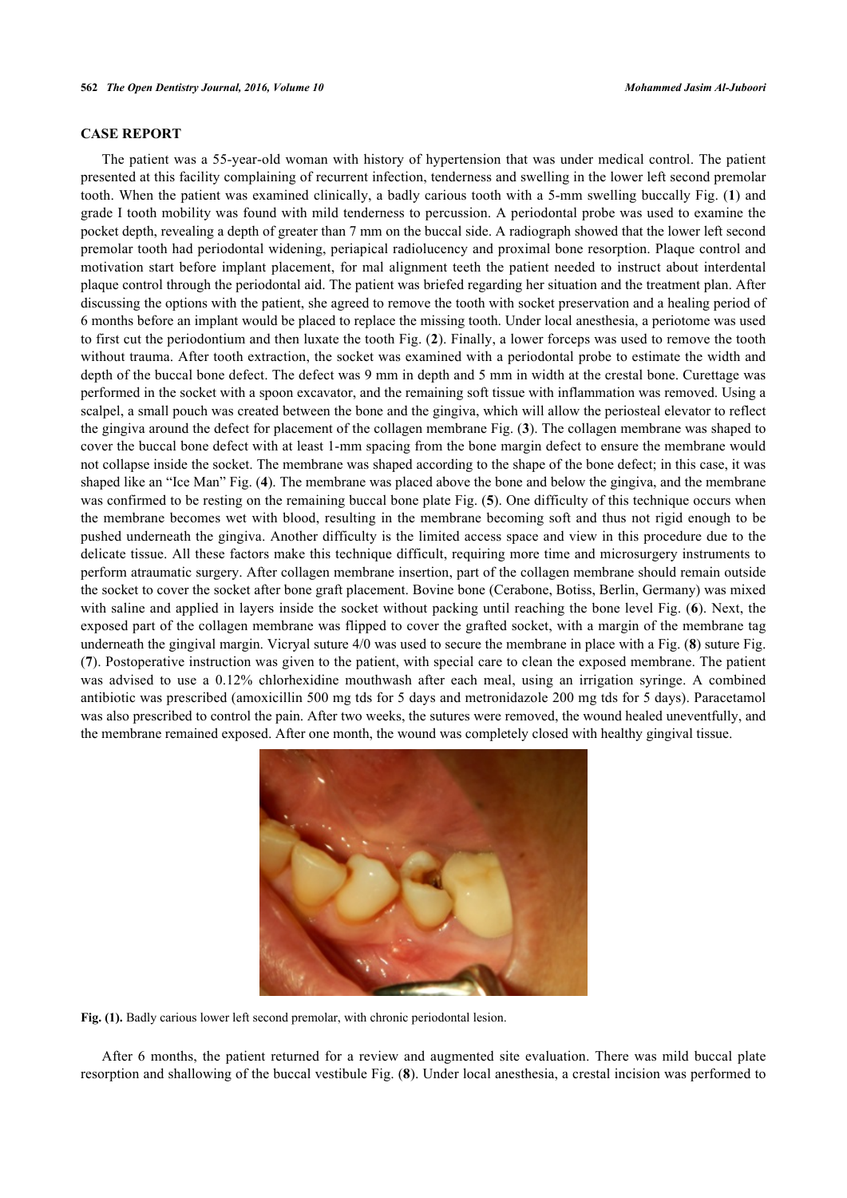## CASE REPORT

The patient was a 55-year-old woman with history of hypertension that was under medical control. The patient presented at this facility complaining of recurrent infection, tenderness and swelling in the lower left second premolar tooth. When the patient was examined clinically, a badly carious tooth with a 5-mm swelling buccally Fig. (**1**) and grade I tooth mobility was found with mild tenderness to percussion. A periodontal probe was used to examine the pocket depth, revealing a depth of greater than 7 mm on the buccal side. A radiograph showed that the lower left second premolar tooth had periodontal widening, periapical radiolucency and proximal bone resorption. Plaque control and motivation start before implant placement, for mal alignment teeth the patient needed to instruct about interdental plaque control through the periodontal aid. The patient was briefed regarding her situation and the treatment plan. After discussing the options with the patient, she agreed to remove the tooth with socket preservation and a healing period of 6 months before an implant would be placed to replace the missing tooth. Under local anesthesia, a periotome was used to first cut the periodontium and then luxate the tooth Fig. (**2**). Finally, a lower forceps was used to remove the tooth without trauma. After tooth extraction, the socket was examined with a periodontal probe to estimate the width and depth of the buccal bone defect. The defect was 9 mm in depth and 5 mm in width at the crestal bone. Curettage was performed in the socket with a spoon excavator, and the remaining soft tissue with inflammation was removed. Using a scalpel, a small pouch was created between the bone and the gingiva, which will allow the periosteal elevator to reflect the gingiva around the defect for placement of the collagen membrane Fig. (**3**). The collagen membrane was shaped to cover the buccal bone defect with at least 1-mm spacing from the bone margin defect to ensure the membrane would not collapse inside the socket. The membrane was shaped according to the shape of the bone defect; in this case, it was shaped like an "Ice Man" Fig. (**4**). The membrane was placed above the bone and below the gingiva, and the membrane was confirmed to be resting on the remaining buccal bone plate Fig. (**5**). One difficulty of this technique occurs when the membrane becomes wet with blood, resulting in the membrane becoming soft and thus not rigid enough to be pushed underneath the gingiva. Another difficulty is the limited access space and view in this procedure due to the delicate tissue. All these factors make this technique difficult, requiring more time and microsurgery instruments to perform atraumatic surgery. After collagen membrane insertion, part of the collagen membrane should remain outside the socket to cover the socket after bone graft placement. Bovine bone (Cerabone, Botiss, Berlin, Germany) was mixed with saline and applied in layers inside the socket without packing until reaching the bone level Fig. (**6**). Next, the exposed part of the collagen membrane was flipped to cover the grafted socket, with a margin of the membrane tag underneath the gingival margin. Vicryal suture 4/0 was used to secure the membrane in place with a Fig. (**8**) suture Fig. (**7**). Postoperative instruction was given to the patient, with special care to clean the exposed membrane. The patient was advised to use a 0.12% chlorhexidine mouthwash after each meal, using an irrigation syringe. A combined antibiotic was prescribed (amoxicillin 500 mg tds for 5 days and metronidazole 200 mg tds for 5 days). Paracetamol was also prescribed to control the pain. After two weeks, the sutures were removed, the wound healed uneventfully, and the membrane remained exposed. After one month, the wound was completely closed with healthy gingival tissue.

**Fig. (1).** Badly carious lower left second premolar, with chronic periodontal lesion.

After 6 months, the patient returned for a review and augmented site evaluation. There was mild buccal plate resorption and shallowing of the buccal vestibule Fig. (**8**). Under local anesthesia, a crestal incision was performed to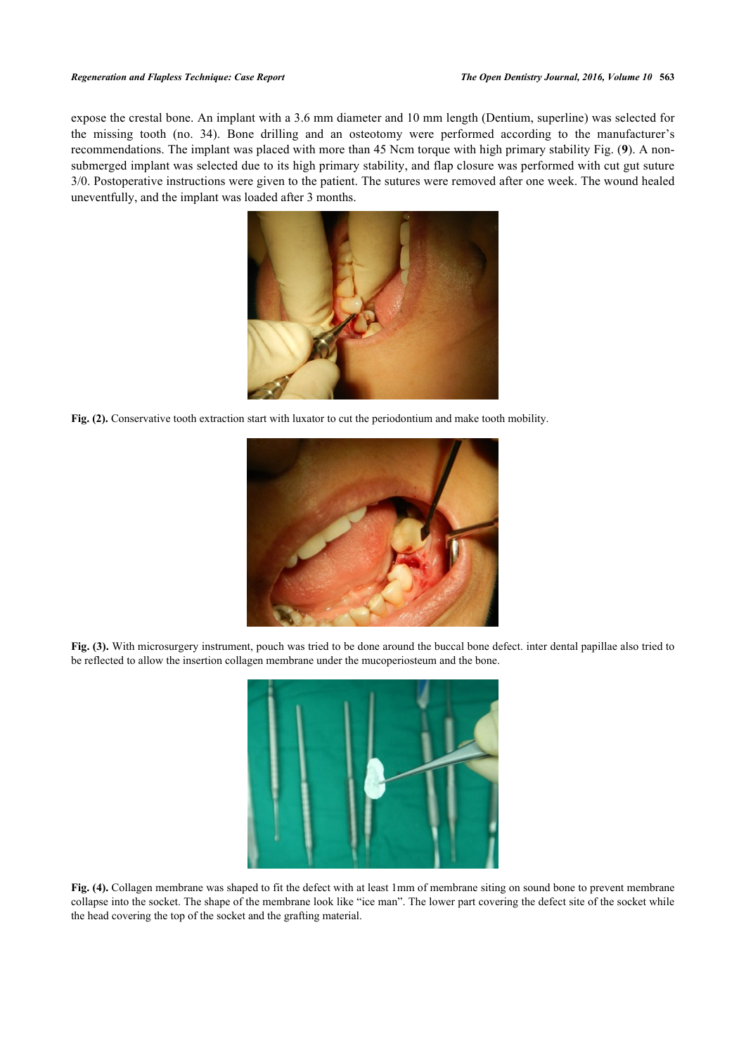expose the crestal bone. An implant with a 3.6 mm diameter and 10 mm length (Dentium, superline) was selected for the missing tooth (no. 34). Bone drilling and an osteotomy were performed according to the manufacturer's recommendations. The implant was placed with more than 45 Ncm torque with high primary stability Fig. (**9**). A non-submerged implant was selected due to its high primary stability, and flap closure was performed with cut gut suture 3/0. Postoperative instructions were given to the patient. The sutures were removed after one week. The wound healed uneventfully, and the implant was loaded after 3 months.

**Fig. (2).** Conservative tooth extraction start with luxator to cut the periodontium and make tooth mobility.

**Fig. (3).** With microsurgery instrument, pouch was tried to be done around the buccal bone defect. inter dental papillae also tried to be reflected to allow the insertion collagen membrane under the mucoperiosteum and the bone.

**Fig. (4).** Collagen membrane was shaped to fit the defect with at least 1mm of membrane siting on sound bone to prevent membrane collapse into the socket. The shape of the membrane look like "ice man". The lower part covering the defect site of the socket while the head covering the top of the socket and the grafting material.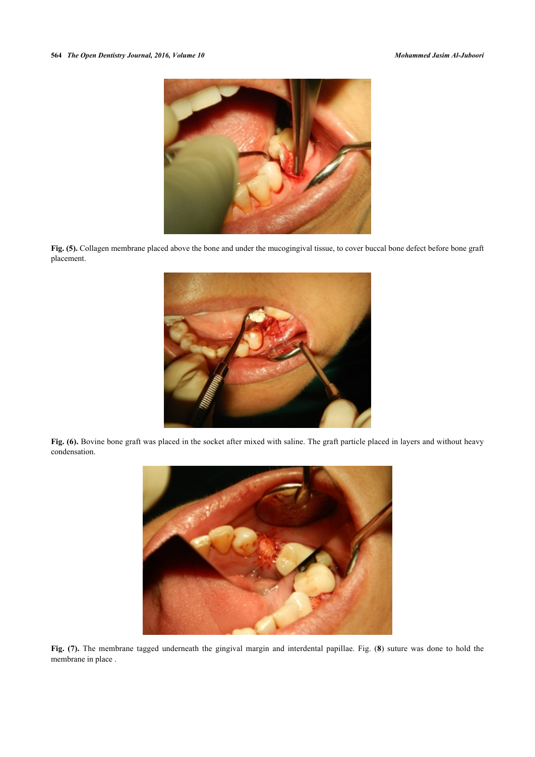**Fig. (5).** Collagen membrane placed above the bone and under the mucogingival tissue, to cover buccal bone defect before bone graft placement.

**Fig. (6).** Bovine bone graft was placed in the socket after mixed with saline. The graft particle placed in layers and without heavy condensation.

**Fig. (7).** The membrane tagged underneath the gingival margin and interdental papillae. Fig. (**8**) suture was done to hold the membrane in place .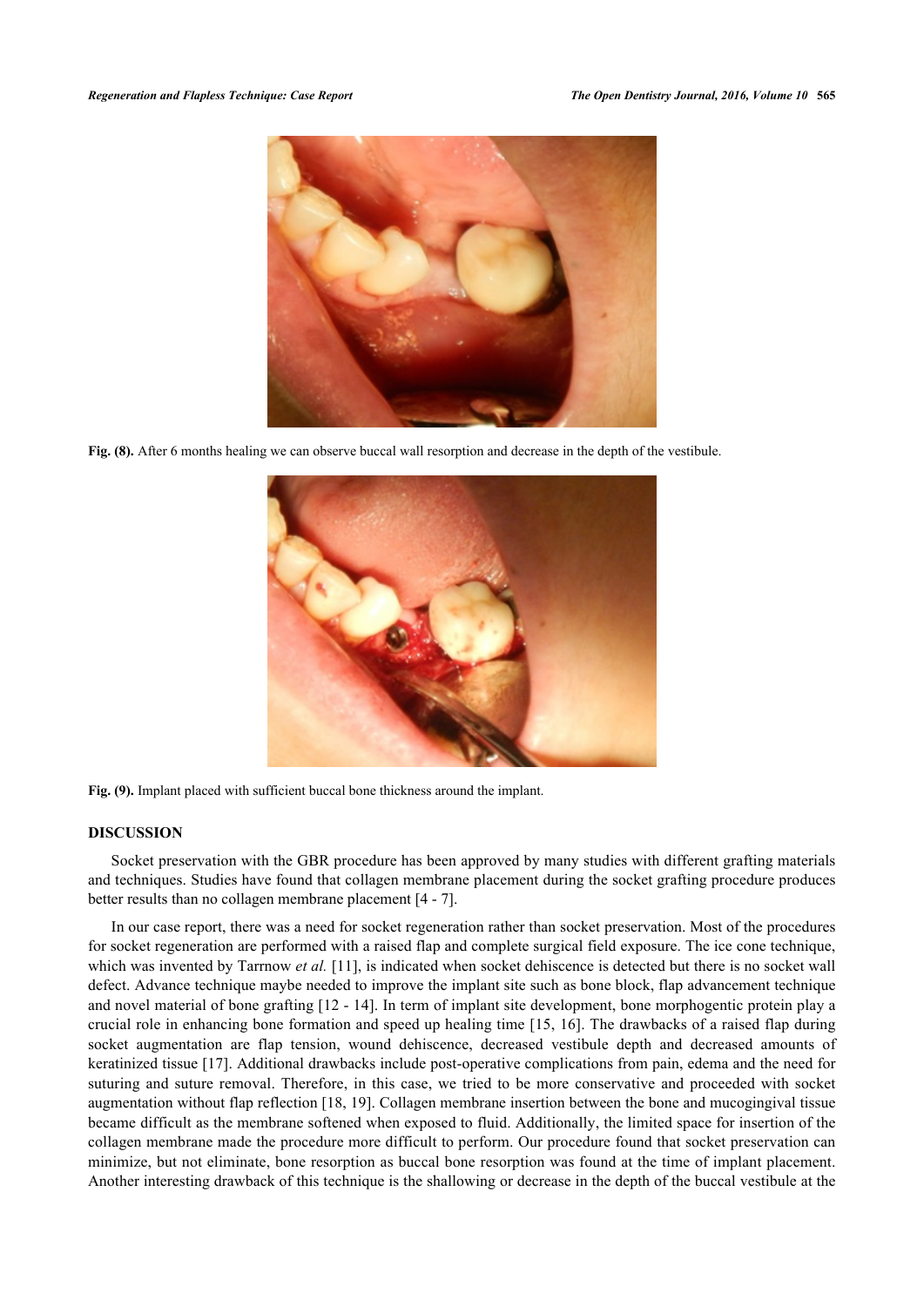Fig. (8). After 6 months healing we can observe buccal wall resorption and decrease in the depth of the vestibule.

Fig. (9). Implant placed with sufficient buccal bone thickness around the implant.

## DISCUSSION

Socket preservation with the GBR procedure has been approved by many studies with different grafting materials and techniques. Studies have found that collagen membrane placement during the socket grafting procedure produces better results than no collagen membrane placement [4 - 7].

In our case report, there was a need for socket regeneration rather than socket preservation. Most of the procedures for socket regeneration are performed with a raised flap and complete surgical field exposure. The ice cone technique, which was invented by Tarrnow *et al.* [11], is indicated when socket dehiscence is detected but there is no socket wall defect. Advance technique maybe needed to improve the implant site such as bone block, flap advancement technique and novel material of bone grafting [12 - 14]. In term of implant site development, bone morphogentic protein play a crucial role in enhancing bone formation and speed up healing time [15, 16]. The drawbacks of a raised flap during socket augmentation are flap tension, wound dehiscence, decreased vestibule depth and decreased amounts of keratinized tissue [17]. Additional drawbacks include post-operative complications from pain, edema and the need for suturing and suture removal. Therefore, in this case, we tried to be more conservative and proceeded with socket augmentation without flap reflection [18, 19]. Collagen membrane insertion between the bone and mucogingival tissue became difficult as the membrane softened when exposed to fluid. Additionally, the limited space for insertion of the collagen membrane made the procedure more difficult to perform. Our procedure found that socket preservation can minimize, but not eliminate, bone resorption as buccal bone resorption was found at the time of implant placement. Another interesting drawback of this technique is the shallowing or decrease in the depth of the buccal vestibule at the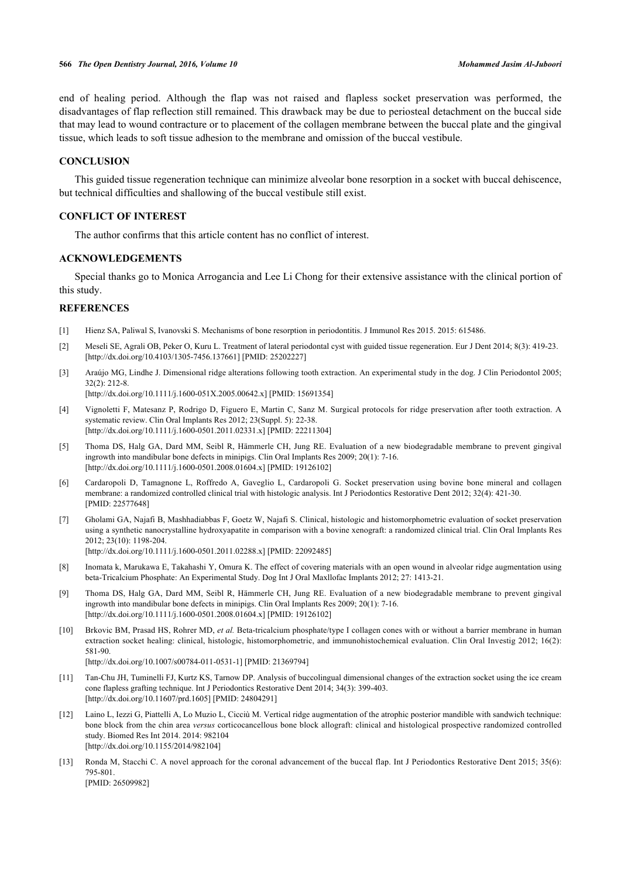end of healing period. Although the flap was not raised and flapless socket preservation was performed, the disadvantages of flap reflection still remained. This drawback may be due to periosteal detachment on the buccal side that may lead to wound contracture or to placement of the collagen membrane between the buccal plate and the gingival tissue, which leads to soft tissue adhesion to the membrane and omission of the buccal vestibule.

## CONCLUSION

This guided tissue regeneration technique can minimize alveolar bone resorption in a socket with buccal dehiscence, but technical difficulties and shallowing of the buccal vestibule still exist.

## CONFLICT OF INTEREST

The author confirms that this article content has no conflict of interest.

## ACKNOWLEDGEMENTS

Special thanks go to Monica Arrogancia and Lee Li Chong for their extensive assistance with the clinical portion of this study.

## REFERENCES

[1] Hienz SA, Paliwal S, Ivanovski S. Mechanisms of bone resorption in periodontitis. J Immunol Res 2015. 2015: 615486.

[2] Meseli SE, Agrali OB, Peker O, Kuru L. Treatment of lateral periodontal cyst with guided tissue regeneration. Eur J Dent 2014; 8(3): 419-23. [http://dx.doi.org/10.4103/1305-7456.137661] [PMID: 25202227]

[3] Araújo MG, Lindhe J. Dimensional ridge alterations following tooth extraction. An experimental study in the dog. J Clin Periodontol 2005; 32(2): 212-8. [http://dx.doi.org/10.1111/j.1600-051X.2005.00642.x] [PMID: 15691354]

[4] Vignoletti F, Matesanz P, Rodrigo D, Figuero E, Martin C, Sanz M. Surgical protocols for ridge preservation after tooth extraction. A systematic review. Clin Oral Implants Res 2012; 23(Suppl. 5): 22-38. [http://dx.doi.org/10.1111/j.1600-0501.2011.02331.x] [PMID: 22211304]

[5] Thoma DS, Halg GA, Dard MM, Seibl R, Hämmerle CH, Jung RE. Evaluation of a new biodegradable membrane to prevent gingival ingrowth into mandibular bone defects in minipigs. Clin Oral Implants Res 2009; 20(1): 7-16. [http://dx.doi.org/10.1111/j.1600-0501.2008.01604.x] [PMID: 19126102]

[6] Cardaropoli D, Tamagnone L, Roffredo A, Gaveglio L, Cardaropoli G. Socket preservation using bovine bone mineral and collagen membrane: a randomized controlled clinical trial with histologic analysis. Int J Periodontics Restorative Dent 2012; 32(4): 421-30. [PMID: 22577648]

[7] Gholami GA, Najafi B, Mashhadiabbas F, Goetz W, Najafi S. Clinical, histologic and histomorphometric evaluation of socket preservation using a synthetic nanocrystalline hydroxyapatite in comparison with a bovine xenograft: a randomized clinical trial. Clin Oral Implants Res 2012; 23(10): 1198-204. [http://dx.doi.org/10.1111/j.1600-0501.2011.02288.x] [PMID: 22092485]

[8] Inomata k, Marukawa E, Takahashi Y, Omura K. The effect of covering materials with an open wound in alveolar ridge augmentation using beta-Tricalcium Phosphate: An Experimental Study. Dog Int J Oral Maxllofac Implants 2012; 27: 1413-21.

[9] Thoma DS, Halg GA, Dard MM, Seibl R, Hämmerle CH, Jung RE. Evaluation of a new biodegradable membrane to prevent gingival ingrowth into mandibular bone defects in minipigs. Clin Oral Implants Res 2009; 20(1): 7-16. [http://dx.doi.org/10.1111/j.1600-0501.2008.01604.x] [PMID: 19126102]

[10] Brkovic BM, Prasad HS, Rohrer MD, *et al.* Beta-tricalcium phosphate/type I collagen cones with or without a barrier membrane in human extraction socket healing: clinical, histologic, histomorphometric, and immunohistochemical evaluation. Clin Oral Investig 2012; 16(2): 581-90. [http://dx.doi.org/10.1007/s00784-011-0531-1] [PMID: 21369794]

[11] Tan-Chu JH, Tuminelli FJ, Kurtz KS, Tarnow DP. Analysis of buccolingual dimensional changes of the extraction socket using the ice cream cone flapless grafting technique. Int J Periodontics Restorative Dent 2014; 34(3): 399-403. [http://dx.doi.org/10.11607/prd.1605] [PMID: 24804291]

[12] Laino L, Iezzi G, Piattelli A, Lo Muzio L, Cicciù M. Vertical ridge augmentation of the atrophic posterior mandible with sandwich technique: bone block from the chin area *versus* corticocancellous bone block allograft: clinical and histological prospective randomized controlled study. Biomed Res Int 2014. 2014: 982104 [http://dx.doi.org/10.1155/2014/982104]

[13] Ronda M, Stacchi C. A novel approach for the coronal advancement of the buccal flap. Int J Periodontics Restorative Dent 2015; 35(6): 795-801. [PMID: 26509982]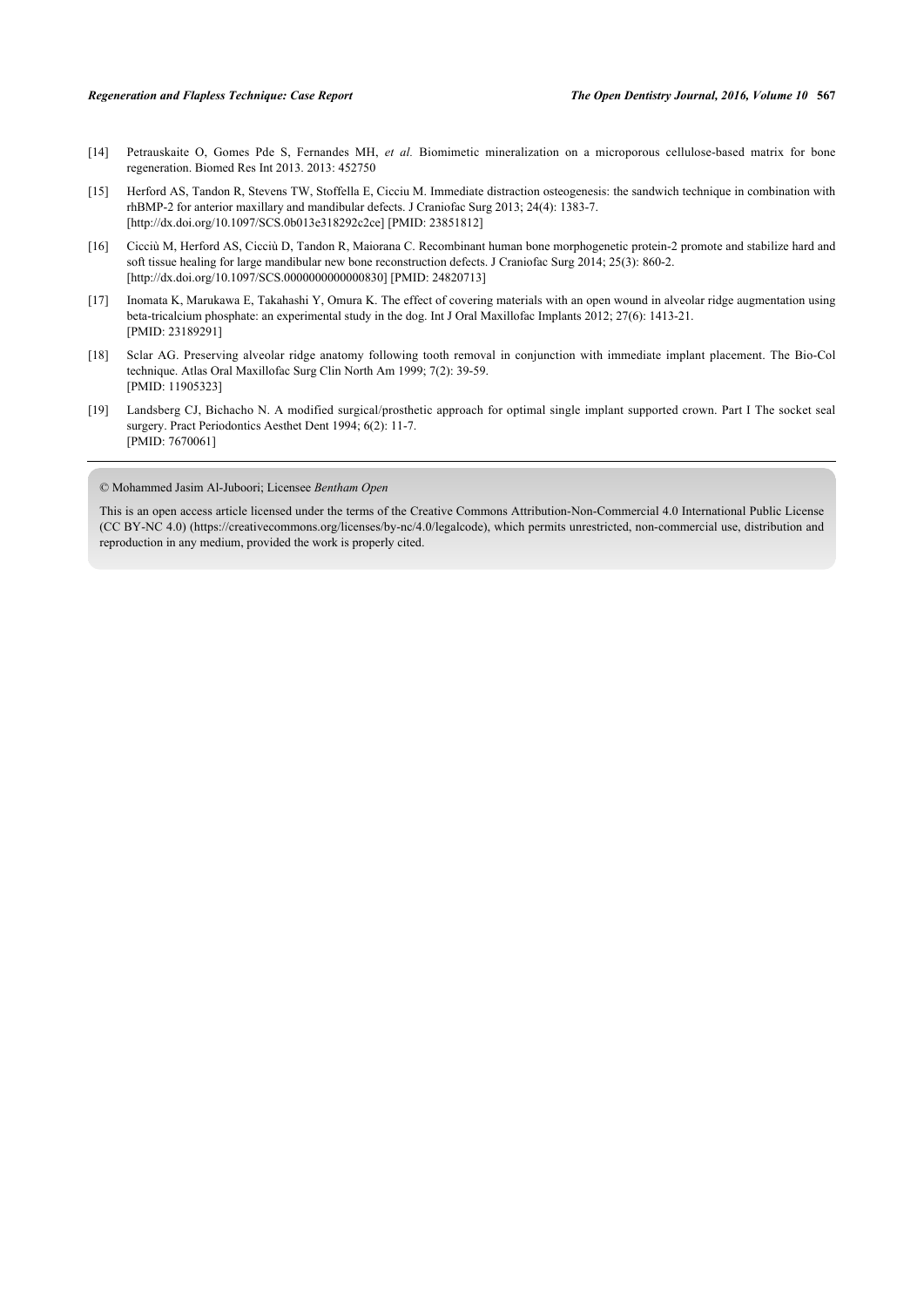[14] Petrauskaite O, Gomes Pde S, Fernandes MH, *et al.* Biomimetic mineralization on a microporous cellulose-based matrix for bone regeneration. Biomed Res Int 2013. 2013: 452750

[15] Herford AS, Tandon R, Stevens TW, Stoffella E, Cicciu M. Immediate distraction osteogenesis: the sandwich technique in combination with rhBMP-2 for anterior maxillary and mandibular defects. J Craniofac Surg 2013; 24(4): 1383-7. [http://dx.doi.org/10.1097/SCS.0b013e318292c2ce] [PMID: 23851812]

[16] Cicciù M, Herford AS, Cicciù D, Tandon R, Maiorana C. Recombinant human bone morphogenetic protein-2 promote and stabilize hard and soft tissue healing for large mandibular new bone reconstruction defects. J Craniofac Surg 2014; 25(3): 860-2. [http://dx.doi.org/10.1097/SCS.0000000000000830] [PMID: 24820713]

[17] Inomata K, Marukawa E, Takahashi Y, Omura K. The effect of covering materials with an open wound in alveolar ridge augmentation using beta-tricalcium phosphate: an experimental study in the dog. Int J Oral Maxillofac Implants 2012; 27(6): 1413-21. [PMID: 23189291]

[18] Sclar AG. Preserving alveolar ridge anatomy following tooth removal in conjunction with immediate implant placement. The Bio-Col technique. Atlas Oral Maxillofac Surg Clin North Am 1999; 7(2): 39-59. [PMID: 11905323]

[19] Landsberg CJ, Bichacho N. A modified surgical/prosthetic approach for optimal single implant supported crown. Part I The socket seal surgery. Pract Periodontics Aesthet Dent 1994; 6(2): 11-7. [PMID: 7670061]

---

© Mohammed Jasim Al-Juboori; Licensee *Bentham Open*

This is an open access article licensed under the terms of the Creative Commons Attribution-Non-Commercial 4.0 International Public License (CC BY-NC 4.0) (https://creativecommons.org/licenses/by-nc/4.0/legalcode), which permits unrestricted, non-commercial use, distribution and reproduction in any medium, provided the work is properly cited.